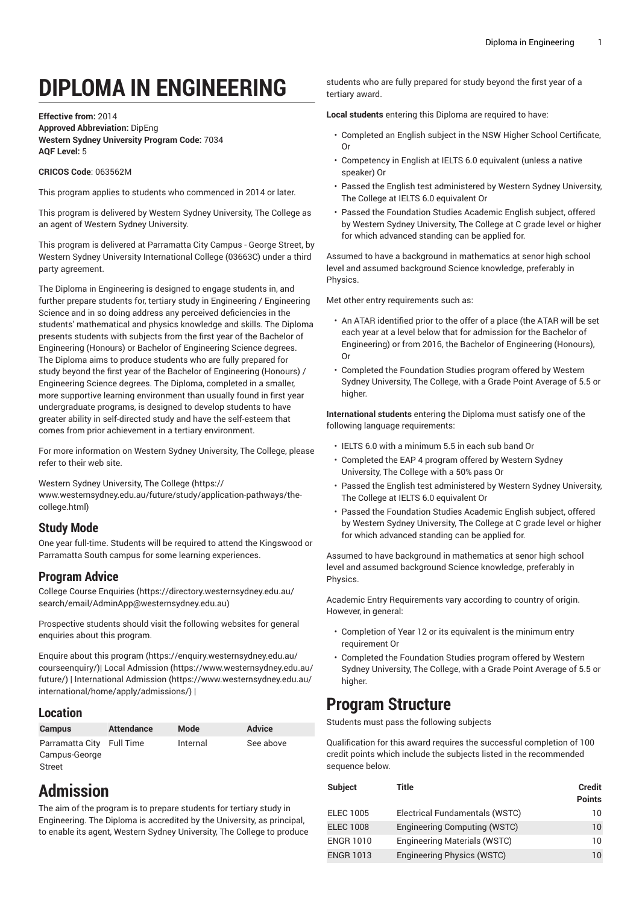# DIPLOMA IN ENGINEERING

**Effective from:** 2014
**Approved Abbreviation:** DipEng
**Western Sydney University Program Code:** 7034
**AQF Level:** 5

**CRICOS Code**: 063562M

This program applies to students who commenced in 2014 or later.

This program is delivered by Western Sydney University, The College as an agent of Western Sydney University.

This program is delivered at Parramatta City Campus - George Street, by Western Sydney University International College (03663C) under a third party agreement.

The Diploma in Engineering is designed to engage students in, and further prepare students for, tertiary study in Engineering / Engineering Science and in so doing address any perceived deficiencies in the students' mathematical and physics knowledge and skills. The Diploma presents students with subjects from the first year of the Bachelor of Engineering (Honours) or Bachelor of Engineering Science degrees. The Diploma aims to produce students who are fully prepared for study beyond the first year of the Bachelor of Engineering (Honours) / Engineering Science degrees. The Diploma, completed in a smaller, more supportive learning environment than usually found in first year undergraduate programs, is designed to develop students to have greater ability in self-directed study and have the self-esteem that comes from prior achievement in a tertiary environment.

For more information on Western Sydney University, The College, please refer to their web site.

Western Sydney University, The College (https://www.westernsydney.edu.au/future/study/application-pathways/the-college.html)

## Study Mode

One year full-time. Students will be required to attend the Kingswood or Parramatta South campus for some learning experiences.

## Program Advice

College Course Enquiries (https://directory.westernsydney.edu.au/search/email/AdminApp@westernsydney.edu.au)

Prospective students should visit the following websites for general enquiries about this program.

Enquire about this program (https://enquiry.westernsydney.edu.au/courseenquiry/)| Local Admission (https://www.westernsydney.edu.au/future/) | International Admission (https://www.westernsydney.edu.au/international/home/apply/admissions/) |

## Location

| Campus | Attendance | Mode | Advice |
|---|---|---|---|
| Parramatta City Campus-George Street | Full Time | Internal | See above |

# Admission

The aim of the program is to prepare students for tertiary study in Engineering. The Diploma is accredited by the University, as principal, to enable its agent, Western Sydney University, The College to produce students who are fully prepared for study beyond the first year of a tertiary award.

**Local students** entering this Diploma are required to have:

- Completed an English subject in the NSW Higher School Certificate, Or
- Competency in English at IELTS 6.0 equivalent (unless a native speaker) Or
- Passed the English test administered by Western Sydney University, The College at IELTS 6.0 equivalent Or
- Passed the Foundation Studies Academic English subject, offered by Western Sydney University, The College at C grade level or higher for which advanced standing can be applied for.

Assumed to have a background in mathematics at senor high school level and assumed background Science knowledge, preferably in Physics.

Met other entry requirements such as:

- An ATAR identified prior to the offer of a place (the ATAR will be set each year at a level below that for admission for the Bachelor of Engineering) or from 2016, the Bachelor of Engineering (Honours), Or
- Completed the Foundation Studies program offered by Western Sydney University, The College, with a Grade Point Average of 5.5 or higher.

**International students** entering the Diploma must satisfy one of the following language requirements:

- IELTS 6.0 with a minimum 5.5 in each sub band Or
- Completed the EAP 4 program offered by Western Sydney University, The College with a 50% pass Or
- Passed the English test administered by Western Sydney University, The College at IELTS 6.0 equivalent Or
- Passed the Foundation Studies Academic English subject, offered by Western Sydney University, The College at C grade level or higher for which advanced standing can be applied for.

Assumed to have background in mathematics at senor high school level and assumed background Science knowledge, preferably in Physics.

Academic Entry Requirements vary according to country of origin. However, in general:

- Completion of Year 12 or its equivalent is the minimum entry requirement Or
- Completed the Foundation Studies program offered by Western Sydney University, The College, with a Grade Point Average of 5.5 or higher.

# Program Structure

Students must pass the following subjects

Qualification for this award requires the successful completion of 100 credit points which include the subjects listed in the recommended sequence below.

| Subject | Title | Credit Points |
|---|---|---|
| ELEC 1005 | Electrical Fundamentals (WSTC) | 10 |
| ELEC 1008 | Engineering Computing (WSTC) | 10 |
| ENGR 1010 | Engineering Materials (WSTC) | 10 |
| ENGR 1013 | Engineering Physics (WSTC) | 10 |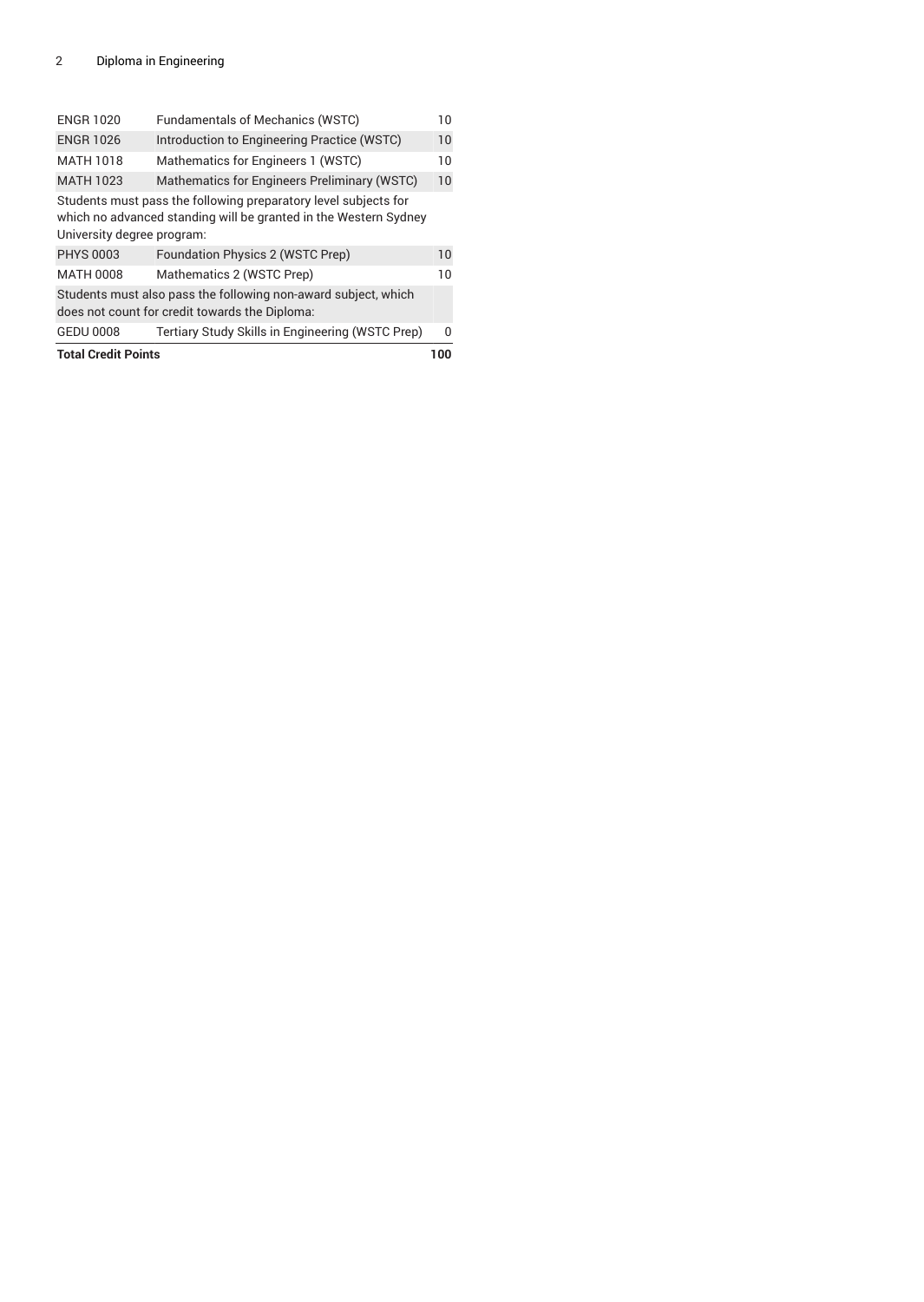| | | |
|---|---|---|
| ENGR 1020 | Fundamentals of Mechanics (WSTC) | 10 |
| ENGR 1026 | Introduction to Engineering Practice (WSTC) | 10 |
| MATH 1018 | Mathematics for Engineers 1 (WSTC) | 10 |
| MATH 1023 | Mathematics for Engineers Preliminary (WSTC) | 10 |
| Students must pass the following preparatory level subjects for which no advanced standing will be granted in the Western Sydney University degree program: | | |
| PHYS 0003 | Foundation Physics 2 (WSTC Prep) | 10 |
| MATH 0008 | Mathematics 2 (WSTC Prep) | 10 |
| Students must also pass the following non-award subject, which does not count for credit towards the Diploma: | | |
| GEDU 0008 | Tertiary Study Skills in Engineering (WSTC Prep) | 0 |
| **Total Credit Points** | | **100** |